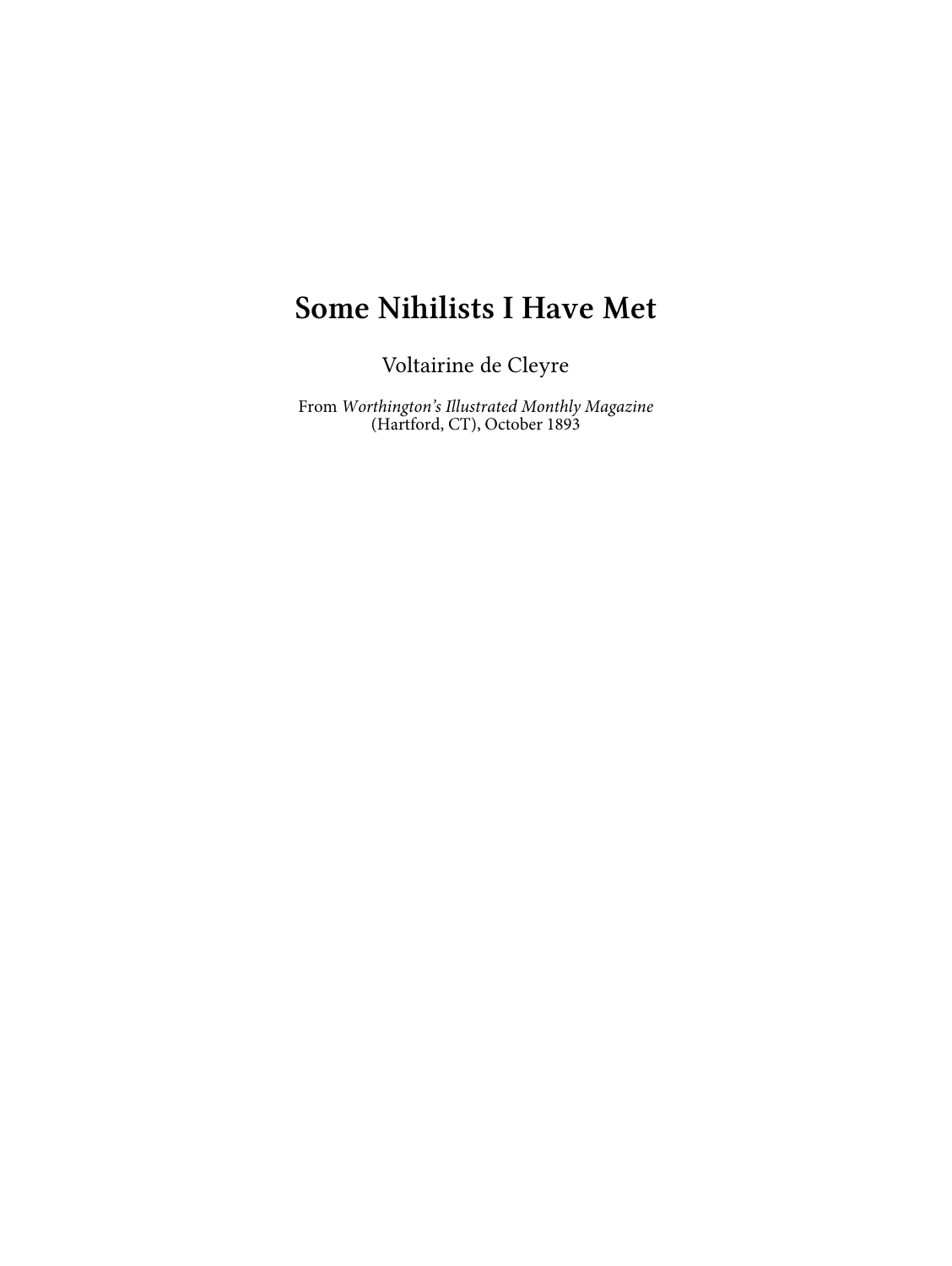# Some Nihilists I Have Met

Voltairine de Cleyre

From *Worthington's Illustrated Monthly Magazine* (Hartford, CT), October 1893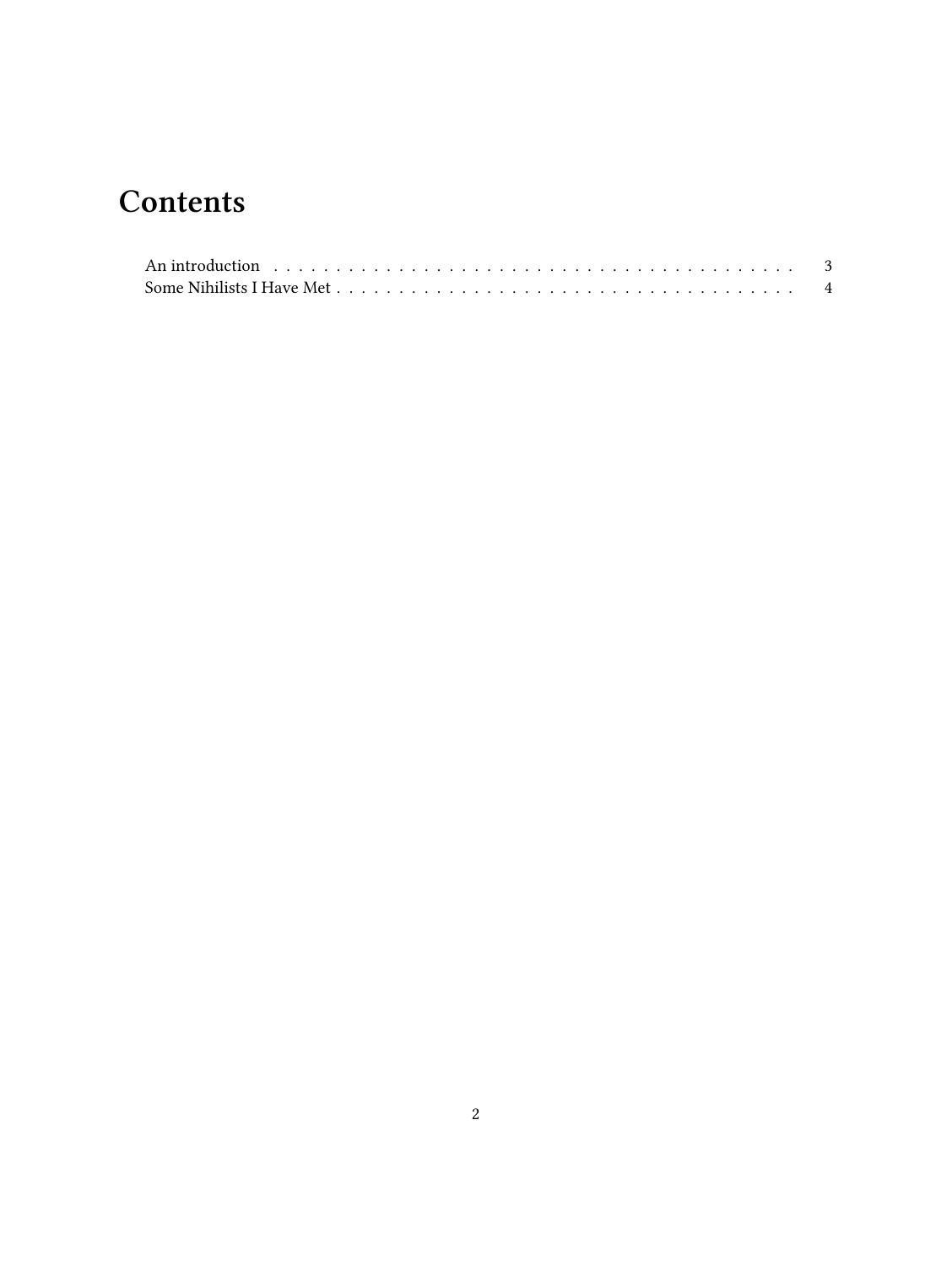# Contents

An introduction . . . . . . . . . . . . . . . . . . . . . . . . . . . . . . . . . . . . . . . . . . 3
Some Nihilists I Have Met . . . . . . . . . . . . . . . . . . . . . . . . . . . . . . . . . . . . 4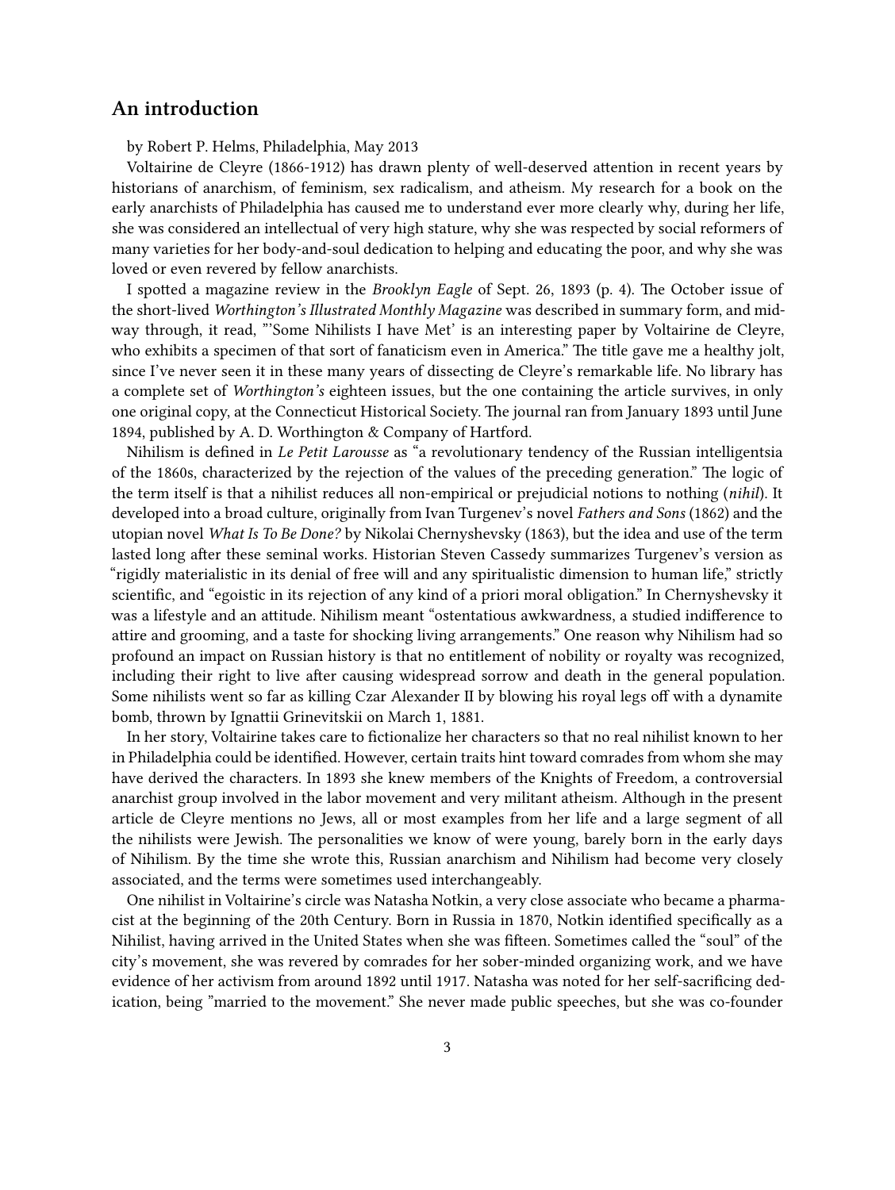## An introduction

by Robert P. Helms, Philadelphia, May 2013

Voltairine de Cleyre (1866-1912) has drawn plenty of well-deserved attention in recent years by historians of anarchism, of feminism, sex radicalism, and atheism. My research for a book on the early anarchists of Philadelphia has caused me to understand ever more clearly why, during her life, she was considered an intellectual of very high stature, why she was respected by social reformers of many varieties for her body-and-soul dedication to helping and educating the poor, and why she was loved or even revered by fellow anarchists.

I spotted a magazine review in the *Brooklyn Eagle* of Sept. 26, 1893 (p. 4). The October issue of the short-lived *Worthington's Illustrated Monthly Magazine* was described in summary form, and midway through, it read, "'Some Nihilists I have Met' is an interesting paper by Voltairine de Cleyre, who exhibits a specimen of that sort of fanaticism even in America." The title gave me a healthy jolt, since I've never seen it in these many years of dissecting de Cleyre's remarkable life. No library has a complete set of *Worthington's* eighteen issues, but the one containing the article survives, in only one original copy, at the Connecticut Historical Society. The journal ran from January 1893 until June 1894, published by A. D. Worthington & Company of Hartford.

Nihilism is defined in *Le Petit Larousse* as "a revolutionary tendency of the Russian intelligentsia of the 1860s, characterized by the rejection of the values of the preceding generation." The logic of the term itself is that a nihilist reduces all non-empirical or prejudicial notions to nothing (*nihil*). It developed into a broad culture, originally from Ivan Turgenev's novel *Fathers and Sons* (1862) and the utopian novel *What Is To Be Done?* by Nikolai Chernyshevsky (1863), but the idea and use of the term lasted long after these seminal works. Historian Steven Cassedy summarizes Turgenev's version as "rigidly materialistic in its denial of free will and any spiritualistic dimension to human life," strictly scientific, and "egoistic in its rejection of any kind of a priori moral obligation." In Chernyshevsky it was a lifestyle and an attitude. Nihilism meant "ostentatious awkwardness, a studied indifference to attire and grooming, and a taste for shocking living arrangements." One reason why Nihilism had so profound an impact on Russian history is that no entitlement of nobility or royalty was recognized, including their right to live after causing widespread sorrow and death in the general population. Some nihilists went so far as killing Czar Alexander II by blowing his royal legs off with a dynamite bomb, thrown by Ignattii Grinevitskii on March 1, 1881.

In her story, Voltairine takes care to fictionalize her characters so that no real nihilist known to her in Philadelphia could be identified. However, certain traits hint toward comrades from whom she may have derived the characters. In 1893 she knew members of the Knights of Freedom, a controversial anarchist group involved in the labor movement and very militant atheism. Although in the present article de Cleyre mentions no Jews, all or most examples from her life and a large segment of all the nihilists were Jewish. The personalities we know of were young, barely born in the early days of Nihilism. By the time she wrote this, Russian anarchism and Nihilism had become very closely associated, and the terms were sometimes used interchangeably.

One nihilist in Voltairine's circle was Natasha Notkin, a very close associate who became a pharmacist at the beginning of the 20th Century. Born in Russia in 1870, Notkin identified specifically as a Nihilist, having arrived in the United States when she was fifteen. Sometimes called the "soul" of the city's movement, she was revered by comrades for her sober-minded organizing work, and we have evidence of her activism from around 1892 until 1917. Natasha was noted for her self-sacrificing dedication, being "married to the movement." She never made public speeches, but she was co-founder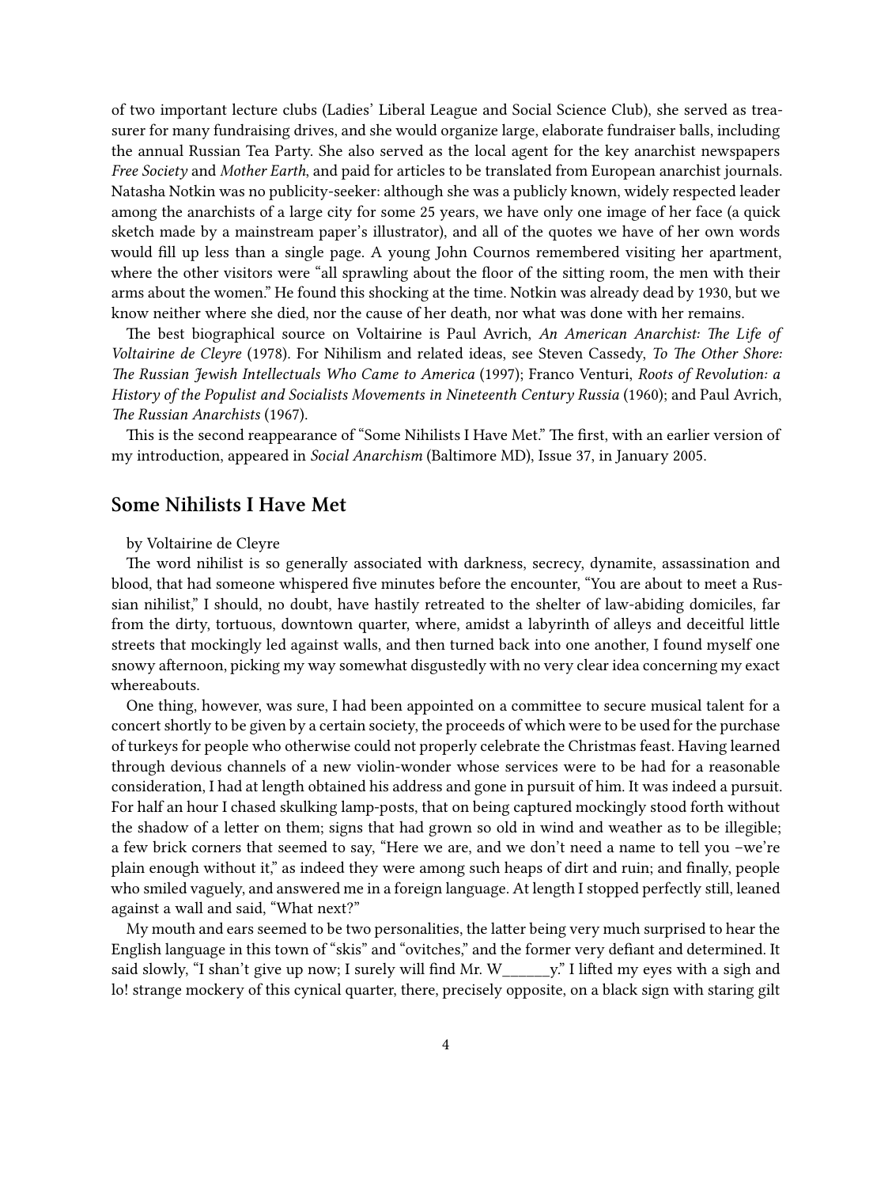of two important lecture clubs (Ladies' Liberal League and Social Science Club), she served as treasurer for many fundraising drives, and she would organize large, elaborate fundraiser balls, including the annual Russian Tea Party. She also served as the local agent for the key anarchist newspapers *Free Society* and *Mother Earth*, and paid for articles to be translated from European anarchist journals. Natasha Notkin was no publicity-seeker: although she was a publicly known, widely respected leader among the anarchists of a large city for some 25 years, we have only one image of her face (a quick sketch made by a mainstream paper's illustrator), and all of the quotes we have of her own words would fill up less than a single page. A young John Cournos remembered visiting her apartment, where the other visitors were "all sprawling about the floor of the sitting room, the men with their arms about the women." He found this shocking at the time. Notkin was already dead by 1930, but we know neither where she died, nor the cause of her death, nor what was done with her remains.

The best biographical source on Voltairine is Paul Avrich, *An American Anarchist: The Life of Voltairine de Cleyre* (1978). For Nihilism and related ideas, see Steven Cassedy, *To The Other Shore: The Russian Jewish Intellectuals Who Came to America* (1997); Franco Venturi, *Roots of Revolution: a History of the Populist and Socialists Movements in Nineteenth Century Russia* (1960); and Paul Avrich, *The Russian Anarchists* (1967).

This is the second reappearance of "Some Nihilists I Have Met." The first, with an earlier version of my introduction, appeared in *Social Anarchism* (Baltimore MD), Issue 37, in January 2005.

## Some Nihilists I Have Met

by Voltairine de Cleyre

The word nihilist is so generally associated with darkness, secrecy, dynamite, assassination and blood, that had someone whispered five minutes before the encounter, "You are about to meet a Russian nihilist," I should, no doubt, have hastily retreated to the shelter of law-abiding domiciles, far from the dirty, tortuous, downtown quarter, where, amidst a labyrinth of alleys and deceitful little streets that mockingly led against walls, and then turned back into one another, I found myself one snowy afternoon, picking my way somewhat disgustedly with no very clear idea concerning my exact whereabouts.

One thing, however, was sure, I had been appointed on a committee to secure musical talent for a concert shortly to be given by a certain society, the proceeds of which were to be used for the purchase of turkeys for people who otherwise could not properly celebrate the Christmas feast. Having learned through devious channels of a new violin-wonder whose services were to be had for a reasonable consideration, I had at length obtained his address and gone in pursuit of him. It was indeed a pursuit. For half an hour I chased skulking lamp-posts, that on being captured mockingly stood forth without the shadow of a letter on them; signs that had grown so old in wind and weather as to be illegible; a few brick corners that seemed to say, "Here we are, and we don't need a name to tell you –we're plain enough without it," as indeed they were among such heaps of dirt and ruin; and finally, people who smiled vaguely, and answered me in a foreign language. At length I stopped perfectly still, leaned against a wall and said, "What next?"

My mouth and ears seemed to be two personalities, the latter being very much surprised to hear the English language in this town of "skis" and "ovitches," and the former very defiant and determined. It said slowly, "I shan't give up now; I surely will find Mr. W______y." I lifted my eyes with a sigh and lo! strange mockery of this cynical quarter, there, precisely opposite, on a black sign with staring gilt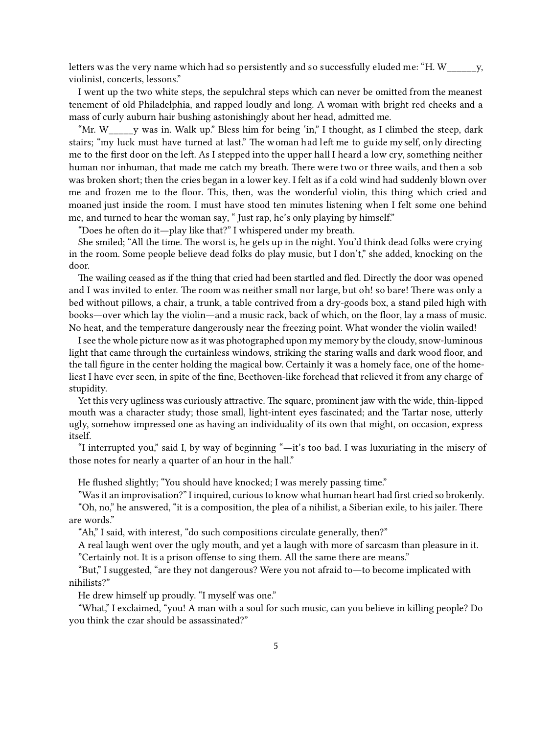letters was the very name which had so persistently and so successfully eluded me: "H. W______y, violinist, concerts, lessons."

I went up the two white steps, the sepulchral steps which can never be omitted from the meanest tenement of old Philadelphia, and rapped loudly and long. A woman with bright red cheeks and a mass of curly auburn hair bushing astonishingly about her head, admitted me.

"Mr. W_____y was in. Walk up." Bless him for being 'in," I thought, as I climbed the steep, dark stairs; "my luck must have turned at last." The woman had left me to guide myself, only directing me to the first door on the left. As I stepped into the upper hall I heard a low cry, something neither human nor inhuman, that made me catch my breath. There were two or three wails, and then a sob was broken short; then the cries began in a lower key. I felt as if a cold wind had suddenly blown over me and frozen me to the floor. This, then, was the wonderful violin, this thing which cried and moaned just inside the room. I must have stood ten minutes listening when I felt some one behind me, and turned to hear the woman say, " Just rap, he's only playing by himself."

"Does he often do it—play like that?" I whispered under my breath.

She smiled; "All the time. The worst is, he gets up in the night. You'd think dead folks were crying in the room. Some people believe dead folks do play music, but I don't," she added, knocking on the door.

The wailing ceased as if the thing that cried had been startled and fled. Directly the door was opened and I was invited to enter. The room was neither small nor large, but oh! so bare! There was only a bed without pillows, a chair, a trunk, a table contrived from a dry-goods box, a stand piled high with books—over which lay the violin—and a music rack, back of which, on the floor, lay a mass of music. No heat, and the temperature dangerously near the freezing point. What wonder the violin wailed!

I see the whole picture now as it was photographed upon my memory by the cloudy, snow-luminous light that came through the curtainless windows, striking the staring walls and dark wood floor, and the tall figure in the center holding the magical bow. Certainly it was a homely face, one of the homeliest I have ever seen, in spite of the fine, Beethoven-like forehead that relieved it from any charge of stupidity.

Yet this very ugliness was curiously attractive. The square, prominent jaw with the wide, thin-lipped mouth was a character study; those small, light-intent eyes fascinated; and the Tartar nose, utterly ugly, somehow impressed one as having an individuality of its own that might, on occasion, express itself.

"I interrupted you," said I, by way of beginning "—it's too bad. I was luxuriating in the misery of those notes for nearly a quarter of an hour in the hall."

He flushed slightly; "You should have knocked; I was merely passing time."

"Was it an improvisation?" I inquired, curious to know what human heart had first cried so brokenly.

"Oh, no," he answered, "it is a composition, the plea of a nihilist, a Siberian exile, to his jailer. There are words."

"Ah," I said, with interest, "do such compositions circulate generally, then?"

A real laugh went over the ugly mouth, and yet a laugh with more of sarcasm than pleasure in it.

"Certainly not. It is a prison offense to sing them. All the same there are means."

"But," I suggested, "are they not dangerous? Were you not afraid to—to become implicated with nihilists?"

He drew himself up proudly. "I myself was one."

"What," I exclaimed, "you! A man with a soul for such music, can you believe in killing people? Do you think the czar should be assassinated?"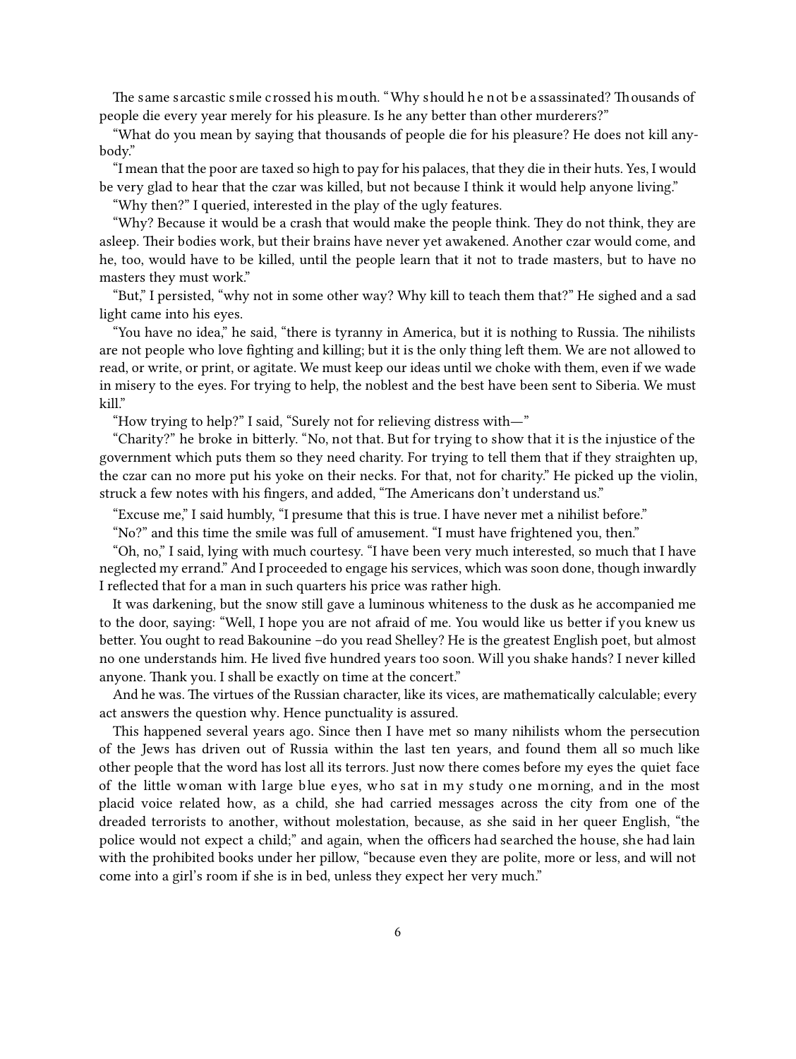The same sarcastic smile crossed his mouth. "Why should he not be assassinated? Thousands of people die every year merely for his pleasure. Is he any better than other murderers?"

"What do you mean by saying that thousands of people die for his pleasure? He does not kill anybody."

"I mean that the poor are taxed so high to pay for his palaces, that they die in their huts. Yes, I would be very glad to hear that the czar was killed, but not because I think it would help anyone living."

"Why then?" I queried, interested in the play of the ugly features.

"Why? Because it would be a crash that would make the people think. They do not think, they are asleep. Their bodies work, but their brains have never yet awakened. Another czar would come, and he, too, would have to be killed, until the people learn that it not to trade masters, but to have no masters they must work."

"But," I persisted, "why not in some other way? Why kill to teach them that?" He sighed and a sad light came into his eyes.

"You have no idea," he said, "there is tyranny in America, but it is nothing to Russia. The nihilists are not people who love fighting and killing; but it is the only thing left them. We are not allowed to read, or write, or print, or agitate. We must keep our ideas until we choke with them, even if we wade in misery to the eyes. For trying to help, the noblest and the best have been sent to Siberia. We must kill."

"How trying to help?" I said, "Surely not for relieving distress with—"

"Charity?" he broke in bitterly. "No, not that. But for trying to show that it is the injustice of the government which puts them so they need charity. For trying to tell them that if they straighten up, the czar can no more put his yoke on their necks. For that, not for charity." He picked up the violin, struck a few notes with his fingers, and added, "The Americans don't understand us."

"Excuse me," I said humbly, "I presume that this is true. I have never met a nihilist before."

"No?" and this time the smile was full of amusement. "I must have frightened you, then."

"Oh, no," I said, lying with much courtesy. "I have been very much interested, so much that I have neglected my errand." And I proceeded to engage his services, which was soon done, though inwardly I reflected that for a man in such quarters his price was rather high.

It was darkening, but the snow still gave a luminous whiteness to the dusk as he accompanied me to the door, saying: "Well, I hope you are not afraid of me. You would like us better if you knew us better. You ought to read Bakounine –do you read Shelley? He is the greatest English poet, but almost no one understands him. He lived five hundred years too soon. Will you shake hands? I never killed anyone. Thank you. I shall be exactly on time at the concert."

And he was. The virtues of the Russian character, like its vices, are mathematically calculable; every act answers the question why. Hence punctuality is assured.

This happened several years ago. Since then I have met so many nihilists whom the persecution of the Jews has driven out of Russia within the last ten years, and found them all so much like other people that the word has lost all its terrors. Just now there comes before my eyes the quiet face of the little woman with large blue eyes, who sat in my study one morning, and in the most placid voice related how, as a child, she had carried messages across the city from one of the dreaded terrorists to another, without molestation, because, as she said in her queer English, "the police would not expect a child;" and again, when the officers had searched the house, she had lain with the prohibited books under her pillow, "because even they are polite, more or less, and will not come into a girl's room if she is in bed, unless they expect her very much."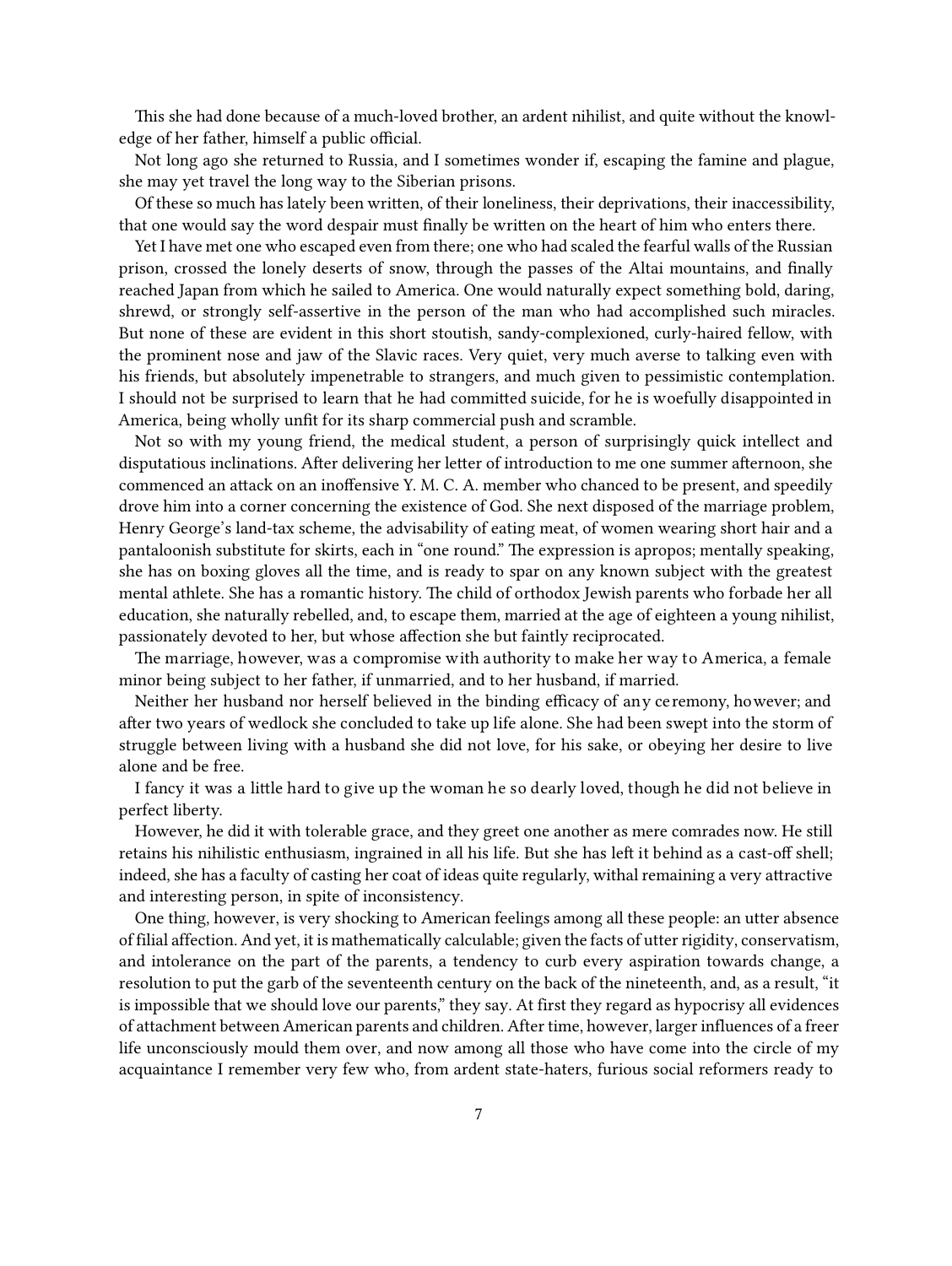This she had done because of a much-loved brother, an ardent nihilist, and quite without the knowledge of her father, himself a public official.

Not long ago she returned to Russia, and I sometimes wonder if, escaping the famine and plague, she may yet travel the long way to the Siberian prisons.

Of these so much has lately been written, of their loneliness, their deprivations, their inaccessibility, that one would say the word despair must finally be written on the heart of him who enters there.

Yet I have met one who escaped even from there; one who had scaled the fearful walls of the Russian prison, crossed the lonely deserts of snow, through the passes of the Altai mountains, and finally reached Japan from which he sailed to America. One would naturally expect something bold, daring, shrewd, or strongly self-assertive in the person of the man who had accomplished such miracles. But none of these are evident in this short stoutish, sandy-complexioned, curly-haired fellow, with the prominent nose and jaw of the Slavic races. Very quiet, very much averse to talking even with his friends, but absolutely impenetrable to strangers, and much given to pessimistic contemplation. I should not be surprised to learn that he had committed suicide, for he is woefully disappointed in America, being wholly unfit for its sharp commercial push and scramble.

Not so with my young friend, the medical student, a person of surprisingly quick intellect and disputatious inclinations. After delivering her letter of introduction to me one summer afternoon, she commenced an attack on an inoffensive Y. M. C. A. member who chanced to be present, and speedily drove him into a corner concerning the existence of God. She next disposed of the marriage problem, Henry George's land-tax scheme, the advisability of eating meat, of women wearing short hair and a pantaloonish substitute for skirts, each in "one round." The expression is apropos; mentally speaking, she has on boxing gloves all the time, and is ready to spar on any known subject with the greatest mental athlete. She has a romantic history. The child of orthodox Jewish parents who forbade her all education, she naturally rebelled, and, to escape them, married at the age of eighteen a young nihilist, passionately devoted to her, but whose affection she but faintly reciprocated.

The marriage, however, was a compromise with authority to make her way to America, a female minor being subject to her father, if unmarried, and to her husband, if married.

Neither her husband nor herself believed in the binding efficacy of any ceremony, however; and after two years of wedlock she concluded to take up life alone. She had been swept into the storm of struggle between living with a husband she did not love, for his sake, or obeying her desire to live alone and be free.

I fancy it was a little hard to give up the woman he so dearly loved, though he did not believe in perfect liberty.

However, he did it with tolerable grace, and they greet one another as mere comrades now. He still retains his nihilistic enthusiasm, ingrained in all his life. But she has left it behind as a cast-off shell; indeed, she has a faculty of casting her coat of ideas quite regularly, withal remaining a very attractive and interesting person, in spite of inconsistency.

One thing, however, is very shocking to American feelings among all these people: an utter absence of filial affection. And yet, it is mathematically calculable; given the facts of utter rigidity, conservatism, and intolerance on the part of the parents, a tendency to curb every aspiration towards change, a resolution to put the garb of the seventeenth century on the back of the nineteenth, and, as a result, "it is impossible that we should love our parents," they say. At first they regard as hypocrisy all evidences of attachment between American parents and children. After time, however, larger influences of a freer life unconsciously mould them over, and now among all those who have come into the circle of my acquaintance I remember very few who, from ardent state-haters, furious social reformers ready to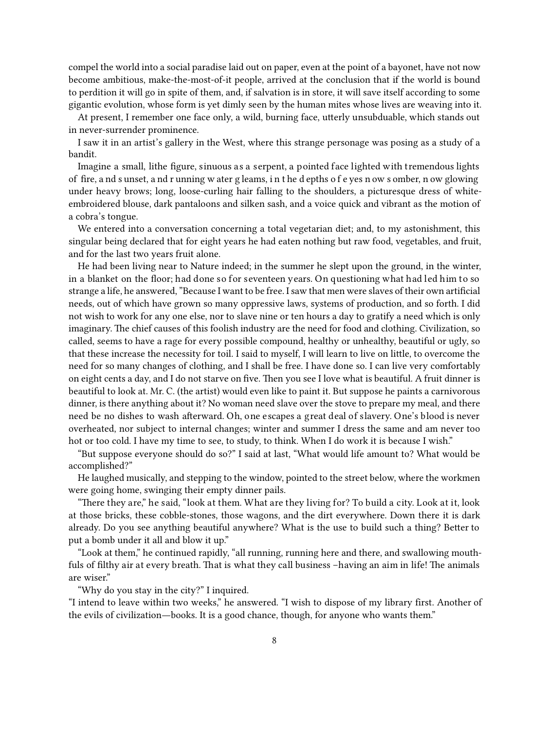compel the world into a social paradise laid out on paper, even at the point of a bayonet, have not now become ambitious, make-the-most-of-it people, arrived at the conclusion that if the world is bound to perdition it will go in spite of them, and, if salvation is in store, it will save itself according to some gigantic evolution, whose form is yet dimly seen by the human mites whose lives are weaving into it.

At present, I remember one face only, a wild, burning face, utterly unsubduable, which stands out in never-surrender prominence.

I saw it in an artist's gallery in the West, where this strange personage was posing as a study of a bandit.

Imagine a small, lithe figure, sinuous as a serpent, a pointed face lighted with tremendous lights of fire, and sunset, and running water gleams, in the depths of eyes now somber, now glowing under heavy brows; long, loose-curling hair falling to the shoulders, a picturesque dress of white-embroidered blouse, dark pantaloons and silken sash, and a voice quick and vibrant as the motion of a cobra's tongue.

We entered into a conversation concerning a total vegetarian diet; and, to my astonishment, this singular being declared that for eight years he had eaten nothing but raw food, vegetables, and fruit, and for the last two years fruit alone.

He had been living near to Nature indeed; in the summer he slept upon the ground, in the winter, in a blanket on the floor; had done so for seventeen years. On questioning what had led him to so strange a life, he answered, "Because I want to be free. I saw that men were slaves of their own artificial needs, out of which have grown so many oppressive laws, systems of production, and so forth. I did not wish to work for any one else, nor to slave nine or ten hours a day to gratify a need which is only imaginary. The chief causes of this foolish industry are the need for food and clothing. Civilization, so called, seems to have a rage for every possible compound, healthy or unhealthy, beautiful or ugly, so that these increase the necessity for toil. I said to myself, I will learn to live on little, to overcome the need for so many changes of clothing, and I shall be free. I have done so. I can live very comfortably on eight cents a day, and I do not starve on five. Then you see I love what is beautiful. A fruit dinner is beautiful to look at. Mr. C. (the artist) would even like to paint it. But suppose he paints a carnivorous dinner, is there anything about it? No woman need slave over the stove to prepare my meal, and there need be no dishes to wash afterward. Oh, one escapes a great deal of slavery. One's blood is never overheated, nor subject to internal changes; winter and summer I dress the same and am never too hot or too cold. I have my time to see, to study, to think. When I do work it is because I wish."

"But suppose everyone should do so?" I said at last, "What would life amount to? What would be accomplished?"

He laughed musically, and stepping to the window, pointed to the street below, where the workmen were going home, swinging their empty dinner pails.

"There they are," he said, "look at them. What are they living for? To build a city. Look at it, look at those bricks, these cobble-stones, those wagons, and the dirt everywhere. Down there it is dark already. Do you see anything beautiful anywhere? What is the use to build such a thing? Better to put a bomb under it all and blow it up."

"Look at them," he continued rapidly, "all running, running here and there, and swallowing mouthfuls of filthy air at every breath. That is what they call business –having an aim in life! The animals are wiser."

"Why do you stay in the city?" I inquired.

"I intend to leave within two weeks," he answered. "I wish to dispose of my library first. Another of the evils of civilization—books. It is a good chance, though, for anyone who wants them."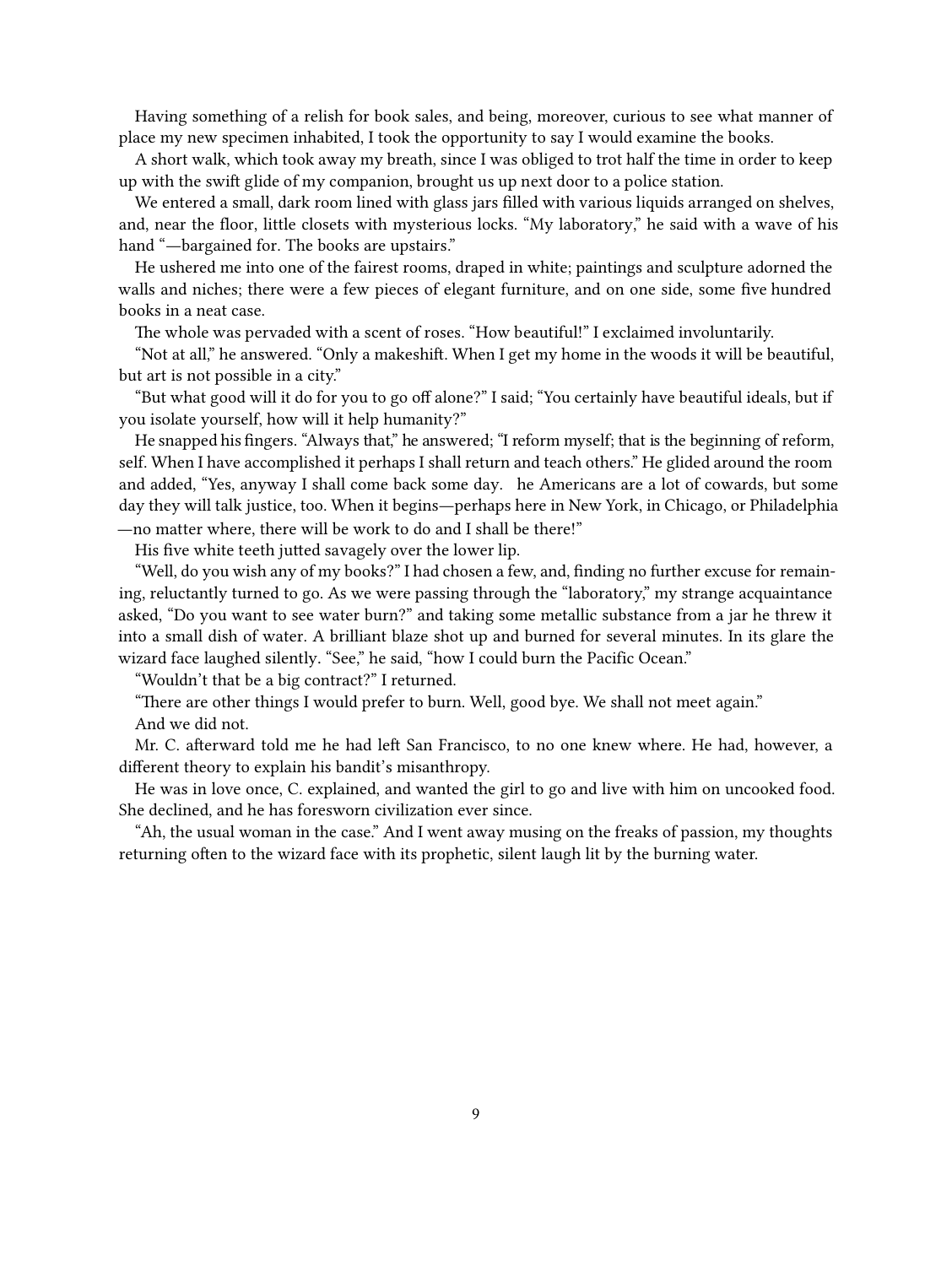Having something of a relish for book sales, and being, moreover, curious to see what manner of place my new specimen inhabited, I took the opportunity to say I would examine the books.

A short walk, which took away my breath, since I was obliged to trot half the time in order to keep up with the swift glide of my companion, brought us up next door to a police station.

We entered a small, dark room lined with glass jars filled with various liquids arranged on shelves, and, near the floor, little closets with mysterious locks. "My laboratory," he said with a wave of his hand "—bargained for. The books are upstairs."

He ushered me into one of the fairest rooms, draped in white; paintings and sculpture adorned the walls and niches; there were a few pieces of elegant furniture, and on one side, some five hundred books in a neat case.

The whole was pervaded with a scent of roses. "How beautiful!" I exclaimed involuntarily.

"Not at all," he answered. "Only a makeshift. When I get my home in the woods it will be beautiful, but art is not possible in a city."

"But what good will it do for you to go off alone?" I said; "You certainly have beautiful ideals, but if you isolate yourself, how will it help humanity?"

He snapped his fingers. "Always that," he answered; "I reform myself; that is the beginning of reform, self. When I have accomplished it perhaps I shall return and teach others." He glided around the room and added, "Yes, anyway I shall come back some day.  he Americans are a lot of cowards, but some day they will talk justice, too. When it begins—perhaps here in New York, in Chicago, or Philadelphia—no matter where, there will be work to do and I shall be there!"

His five white teeth jutted savagely over the lower lip.

"Well, do you wish any of my books?" I had chosen a few, and, finding no further excuse for remaining, reluctantly turned to go. As we were passing through the "laboratory," my strange acquaintance asked, "Do you want to see water burn?" and taking some metallic substance from a jar he threw it into a small dish of water. A brilliant blaze shot up and burned for several minutes. In its glare the wizard face laughed silently. "See," he said, "how I could burn the Pacific Ocean."

"Wouldn't that be a big contract?" I returned.

"There are other things I would prefer to burn. Well, good bye. We shall not meet again."

And we did not.

Mr. C. afterward told me he had left San Francisco, to no one knew where. He had, however, a different theory to explain his bandit's misanthropy.

He was in love once, C. explained, and wanted the girl to go and live with him on uncooked food. She declined, and he has foresworn civilization ever since.

"Ah, the usual woman in the case." And I went away musing on the freaks of passion, my thoughts returning often to the wizard face with its prophetic, silent laugh lit by the burning water.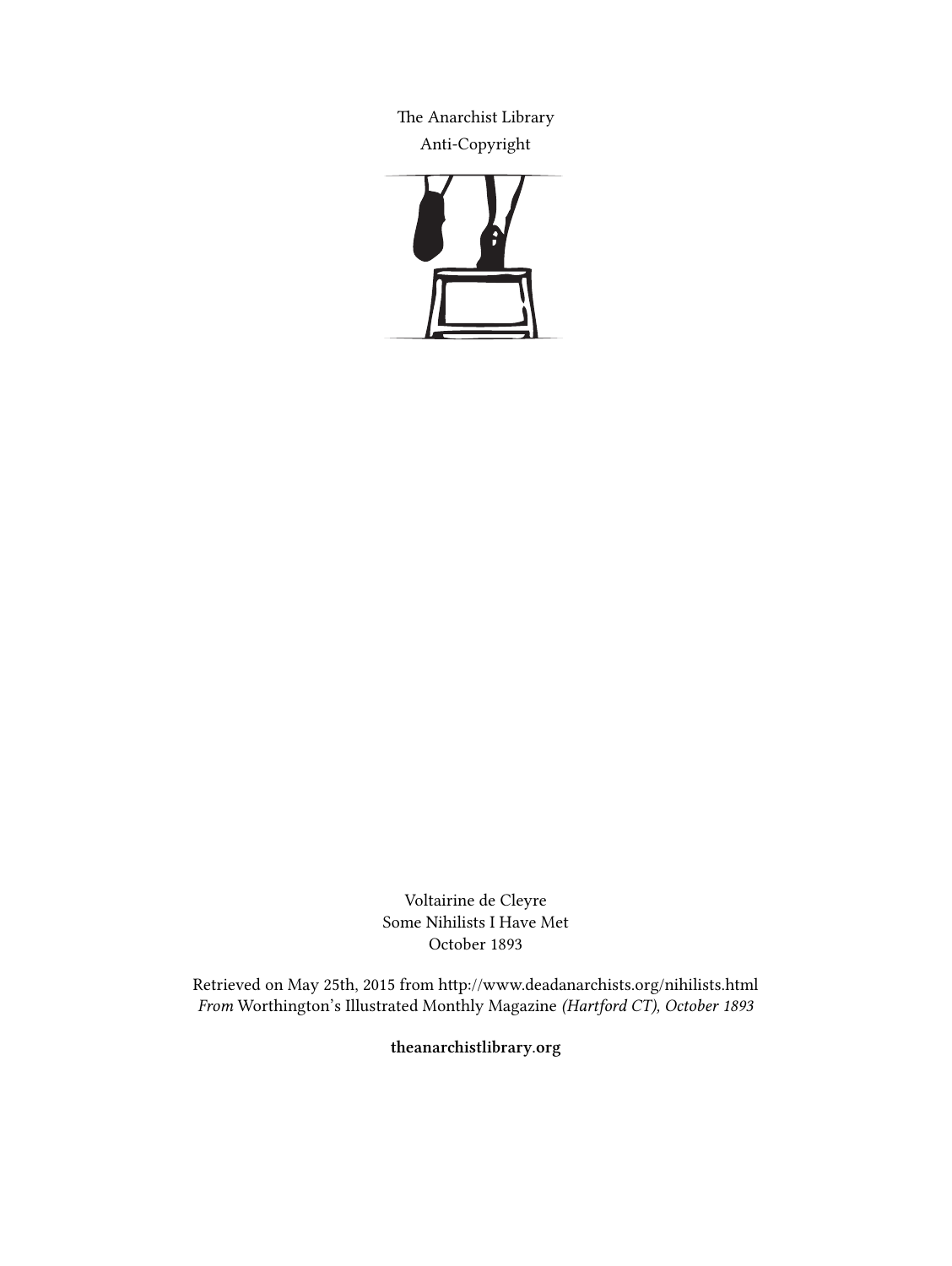The Anarchist Library
Anti-Copyright

Voltairine de Cleyre
Some Nihilists I Have Met
October 1893

Retrieved on May 25th, 2015 from http://www.deadanarchists.org/nihilists.html
*From* Worthington's Illustrated Monthly Magazine *(Hartford CT), October 1893*

**theanarchistlibrary.org**